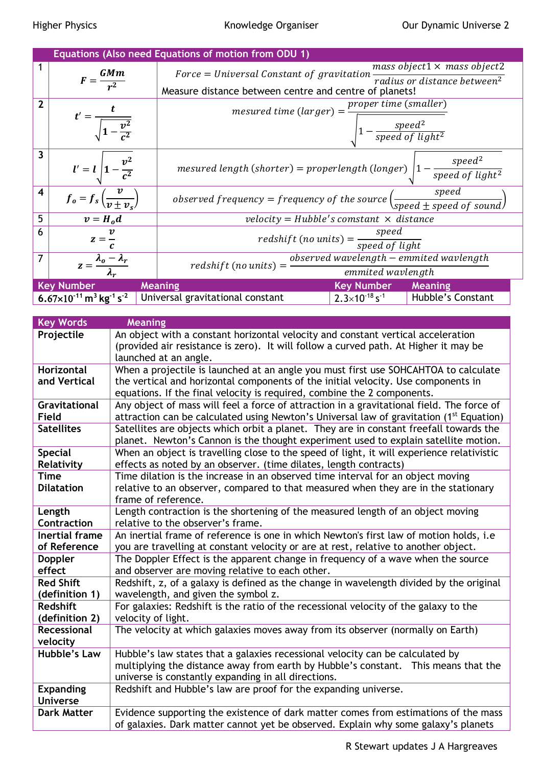# Higher Physics — Knowledge Organiser — Our Dynamic Universe 2

## Equations (Also need Equations of motion from ODU 1)

| | Equation | Meaning |
|---|---|---|
| 1 | $F = \frac{GMm}{r^2}$ | $Force = Universal\ Constant\ of\ gravitation\ \frac{mass\ object1 \times\ mass\ object2}{radius\ or\ distance\ between^2}$ Measure distance between centre and centre of planets! |
| 2 | $t' = \frac{t}{\sqrt{1-\frac{v^2}{c^2}}}$ | $mesured\ time\ (larger) = \frac{proper\ time\ (smaller)}{\sqrt{1-\frac{speed^2}{speed\ of\ light^2}}}$ |
| 3 | $l' = l\sqrt{1-\frac{v^2}{c^2}}$ | $mesured\ length\ (shorter) = properlength\ (longer)\sqrt{1-\frac{speed^2}{speed\ of\ light^2}}$ |
| 4 | $f_o = f_s\left(\frac{v}{v \pm v_s}\right)$ | $observed\ frequency = frequency\ of\ the\ source\left(\frac{speed}{speed \pm speed\ of\ sound}\right)$ |
| 5 | $v = H_o d$ | $velocity = Hubble's\ comstant\ \times\ distance$ |
| 6 | $z = \frac{v}{c}$ | $redshift\ (no\ units) = \frac{speed}{speed\ of\ light}$ |
| 7 | $z = \frac{\lambda_o - \lambda_r}{\lambda_r}$ | $redshift\ (no\ units) = \frac{observed\ wavelength - emmited\ wavlength}{emmited\ wavlength}$ |

| Key Number | Meaning | Key Number | Meaning |
|---|---|---|---|
| $6.67\times10^{-11}\ m^3\ kg^{-1}\ s^{-2}$ | Universal gravitational constant | $2.3\times10^{-18}\ s^{-1}$ | Hubble's Constant |

## Key Words

| Key Words | Meaning |
|---|---|
| **Projectile** | An object with a constant horizontal velocity and constant vertical acceleration (provided air resistance is zero). It will follow a curved path. At Higher it may be launched at an angle. |
| **Horizontal and Vertical** | When a projectile is launched at an angle you must first use SOHCAHTOA to calculate the vertical and horizontal components of the initial velocity. Use components in equations. If the final velocity is required, combine the 2 components. |
| **Gravitational Field** | Any object of mass will feel a force of attraction in a gravitational field. The force of attraction can be calculated using Newton's Universal law of gravitation (1st Equation) |
| **Satellites** | Satellites are objects which orbit a planet. They are in constant freefall towards the planet. Newton's Cannon is the thought experiment used to explain satellite motion. |
| **Special Relativity** | When an object is travelling close to the speed of light, it will experience relativistic effects as noted by an observer. (time dilates, length contracts) |
| **Time Dilatation** | Time dilation is the increase in an observed time interval for an object moving relative to an observer, compared to that measured when they are in the stationary frame of reference. |
| **Length Contraction** | Length contraction is the shortening of the measured length of an object moving relative to the observer's frame. |
| **Inertial frame of Reference** | An inertial frame of reference is one in which Newton's first law of motion holds, i.e you are travelling at constant velocity or are at rest, relative to another object. |
| **Doppler effect** | The Doppler Effect is the apparent change in frequency of a wave when the source and observer are moving relative to each other. |
| **Red Shift (definition 1)** | Redshift, z, of a galaxy is defined as the change in wavelength divided by the original wavelength, and given the symbol z. |
| **Redshift (definition 2)** | For galaxies: Redshift is the ratio of the recessional velocity of the galaxy to the velocity of light. |
| **Recessional velocity** | The velocity at which galaxies moves away from its observer (normally on Earth) |
| **Hubble's Law** | Hubble's law states that a galaxies recessional velocity can be calculated by multiplying the distance away from earth by Hubble's constant. This means that the universe is constantly expanding in all directions. |
| **Expanding Universe** | Redshift and Hubble's law are proof for the expanding universe. |
| **Dark Matter** | Evidence supporting the existence of dark matter comes from estimations of the mass of galaxies. Dark matter cannot yet be observed. Explain why some galaxy's planets |

R Stewart updates J A Hargreaves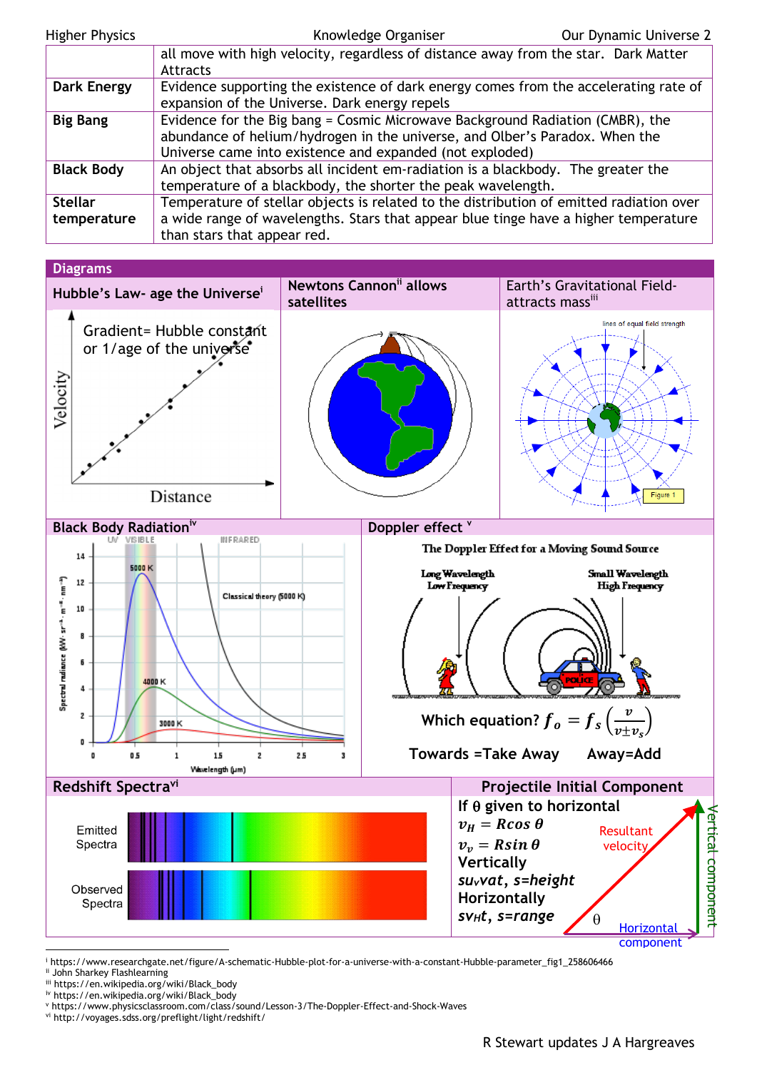| | |
|---|---|
| | all move with high velocity, regardless of distance away from the star. Dark Matter Attracts |
| **Dark Energy** | Evidence supporting the existence of dark energy comes from the accelerating rate of expansion of the Universe. Dark energy repels |
| **Big Bang** | Evidence for the Big bang = Cosmic Microwave Background Radiation (CMBR), the abundance of helium/hydrogen in the universe, and Olber's Paradox. When the Universe came into existence and expanded (not exploded) |
| **Black Body** | An object that absorbs all incident em-radiation is a blackbody. The greater the temperature of a blackbody, the shorter the peak wavelength. |
| **Stellar temperature** | Temperature of stellar objects is related to the distribution of emitted radiation over a wide range of wavelengths. Stars that appear blue tinge have a higher temperature than stars that appear red. |

## Diagrams

### Hubble's Law- age the Universe[i]

Gradient= Hubble constant or 1/age of the universe

Velocity

Distance

### Newtons Cannon[ii] allows satellites

### Earth's Gravitational Field- attracts mass[iii]

lines of equal field strength

Figure 1

### Black Body Radiation[iv]

UV VISIBLE INFRARED

5000 K

Classical theory (5000 K)

4000 K

3000 K

Spectral radiance (kW · sr⁻¹ · m⁻² · nm⁻¹)

14, 12, 10, 8, 6, 4, 2, 0

0, 0.5, 1, 1.5, 2, 2.5, 3

Wavelength (μm)

### Doppler effect [v]

The Doppler Effect for a Moving Sound Source

Long Wavelength Low Frequency

Small Wavelength High Frequency

POLICE

Which equation? $f_o = f_s \left(\frac{v}{v \pm v_s}\right)$

Towards =Take Away  Away=Add

### Redshift Spectra[vi]

Emitted Spectra

Observed Spectra

### Projectile Initial Component

If θ given to horizontal

$v_H = R\cos\theta$

$v_v = R\sin\theta$

Vertically

$s u_v v a t$, s=height

Horizontally

$s v_H t$, s=range

Resultant velocity

θ

Vertical component

Horizontal component

---

i https://www.researchgate.net/figure/A-schematic-Hubble-plot-for-a-universe-with-a-constant-Hubble-parameter_fig1_258606466
ii John Sharkey Flashlearning
iii https://en.wikipedia.org/wiki/Black_body
iv https://en.wikipedia.org/wiki/Black_body
v https://www.physicsclassroom.com/class/sound/Lesson-3/The-Doppler-Effect-and-Shock-Waves
vi http://voyages.sdss.org/preflight/light/redshift/

R Stewart updates J A Hargreaves